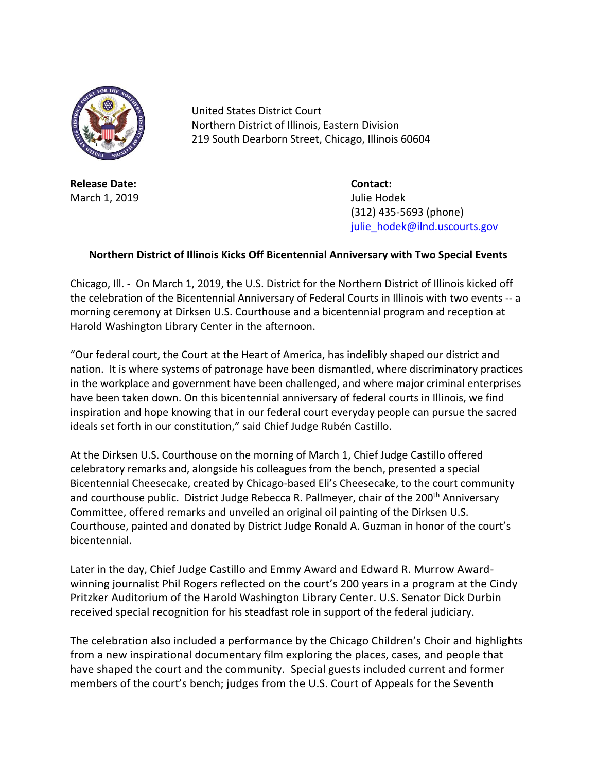United States District Court
Northern District of Illinois, Eastern Division
219 South Dearborn Street, Chicago, Illinois 60604

**Release Date:**
March 1, 2019

**Contact:**
Julie Hodek
(312) 435-5693 (phone)
julie_hodek@ilnd.uscourts.gov

**Northern District of Illinois Kicks Off Bicentennial Anniversary with Two Special Events**

Chicago, Ill. - On March 1, 2019, the U.S. District for the Northern District of Illinois kicked off the celebration of the Bicentennial Anniversary of Federal Courts in Illinois with two events -- a morning ceremony at Dirksen U.S. Courthouse and a bicentennial program and reception at Harold Washington Library Center in the afternoon.

"Our federal court, the Court at the Heart of America, has indelibly shaped our district and nation. It is where systems of patronage have been dismantled, where discriminatory practices in the workplace and government have been challenged, and where major criminal enterprises have been taken down. On this bicentennial anniversary of federal courts in Illinois, we find inspiration and hope knowing that in our federal court everyday people can pursue the sacred ideals set forth in our constitution," said Chief Judge Rubén Castillo.

At the Dirksen U.S. Courthouse on the morning of March 1, Chief Judge Castillo offered celebratory remarks and, alongside his colleagues from the bench, presented a special Bicentennial Cheesecake, created by Chicago-based Eli's Cheesecake, to the court community and courthouse public. District Judge Rebecca R. Pallmeyer, chair of the 200th Anniversary Committee, offered remarks and unveiled an original oil painting of the Dirksen U.S. Courthouse, painted and donated by District Judge Ronald A. Guzman in honor of the court's bicentennial.

Later in the day, Chief Judge Castillo and Emmy Award and Edward R. Murrow Award-winning journalist Phil Rogers reflected on the court's 200 years in a program at the Cindy Pritzker Auditorium of the Harold Washington Library Center. U.S. Senator Dick Durbin received special recognition for his steadfast role in support of the federal judiciary.

The celebration also included a performance by the Chicago Children's Choir and highlights from a new inspirational documentary film exploring the places, cases, and people that have shaped the court and the community. Special guests included current and former members of the court's bench; judges from the U.S. Court of Appeals for the Seventh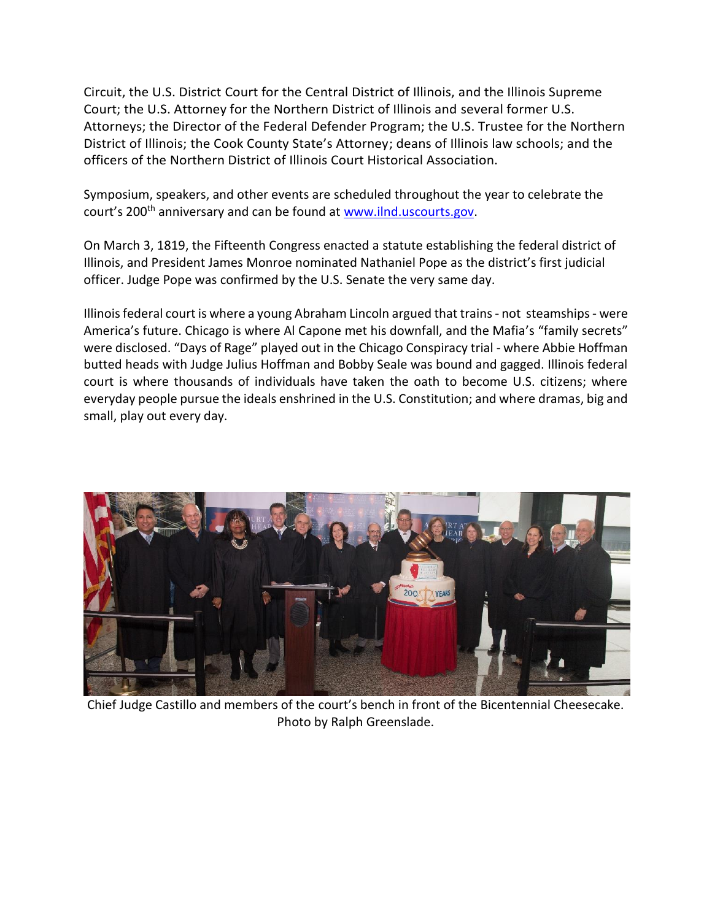Circuit, the U.S. District Court for the Central District of Illinois, and the Illinois Supreme Court; the U.S. Attorney for the Northern District of Illinois and several former U.S. Attorneys; the Director of the Federal Defender Program; the U.S. Trustee for the Northern District of Illinois; the Cook County State's Attorney; deans of Illinois law schools; and the officers of the Northern District of Illinois Court Historical Association.

Symposium, speakers, and other events are scheduled throughout the year to celebrate the court's 200th anniversary and can be found at [www.ilnd.uscourts.gov](http://www.ilnd.uscourts.gov).

On March 3, 1819, the Fifteenth Congress enacted a statute establishing the federal district of Illinois, and President James Monroe nominated Nathaniel Pope as the district's first judicial officer. Judge Pope was confirmed by the U.S. Senate the very same day.

Illinois federal court is where a young Abraham Lincoln argued that trains - not steamships - were America's future. Chicago is where Al Capone met his downfall, and the Mafia's "family secrets" were disclosed. "Days of Rage" played out in the Chicago Conspiracy trial - where Abbie Hoffman butted heads with Judge Julius Hoffman and Bobby Seale was bound and gagged. Illinois federal court is where thousands of individuals have taken the oath to become U.S. citizens; where everyday people pursue the ideals enshrined in the U.S. Constitution; and where dramas, big and small, play out every day.

Chief Judge Castillo and members of the court's bench in front of the Bicentennial Cheesecake. Photo by Ralph Greenslade.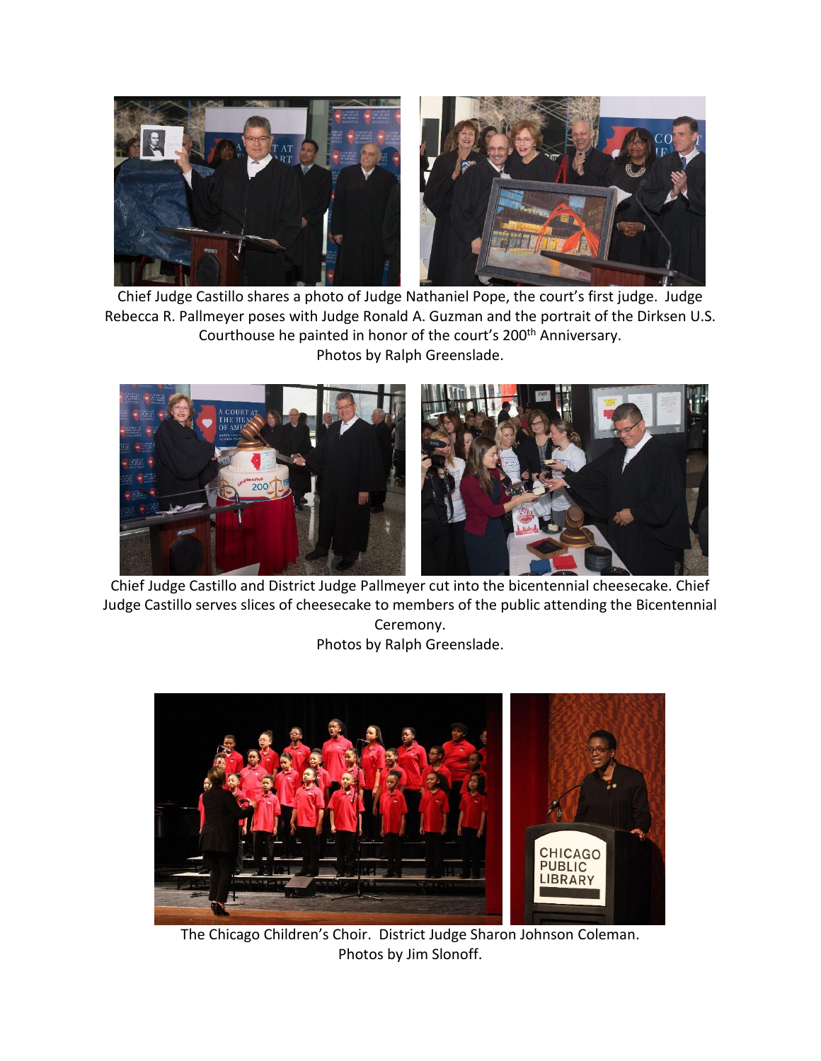Chief Judge Castillo shares a photo of Judge Nathaniel Pope, the court's first judge. Judge Rebecca R. Pallmeyer poses with Judge Ronald A. Guzman and the portrait of the Dirksen U.S. Courthouse he painted in honor of the court's 200th Anniversary.
Photos by Ralph Greenslade.

Chief Judge Castillo and District Judge Pallmeyer cut into the bicentennial cheesecake. Chief Judge Castillo serves slices of cheesecake to members of the public attending the Bicentennial Ceremony.
Photos by Ralph Greenslade.

The Chicago Children's Choir. District Judge Sharon Johnson Coleman.
Photos by Jim Slonoff.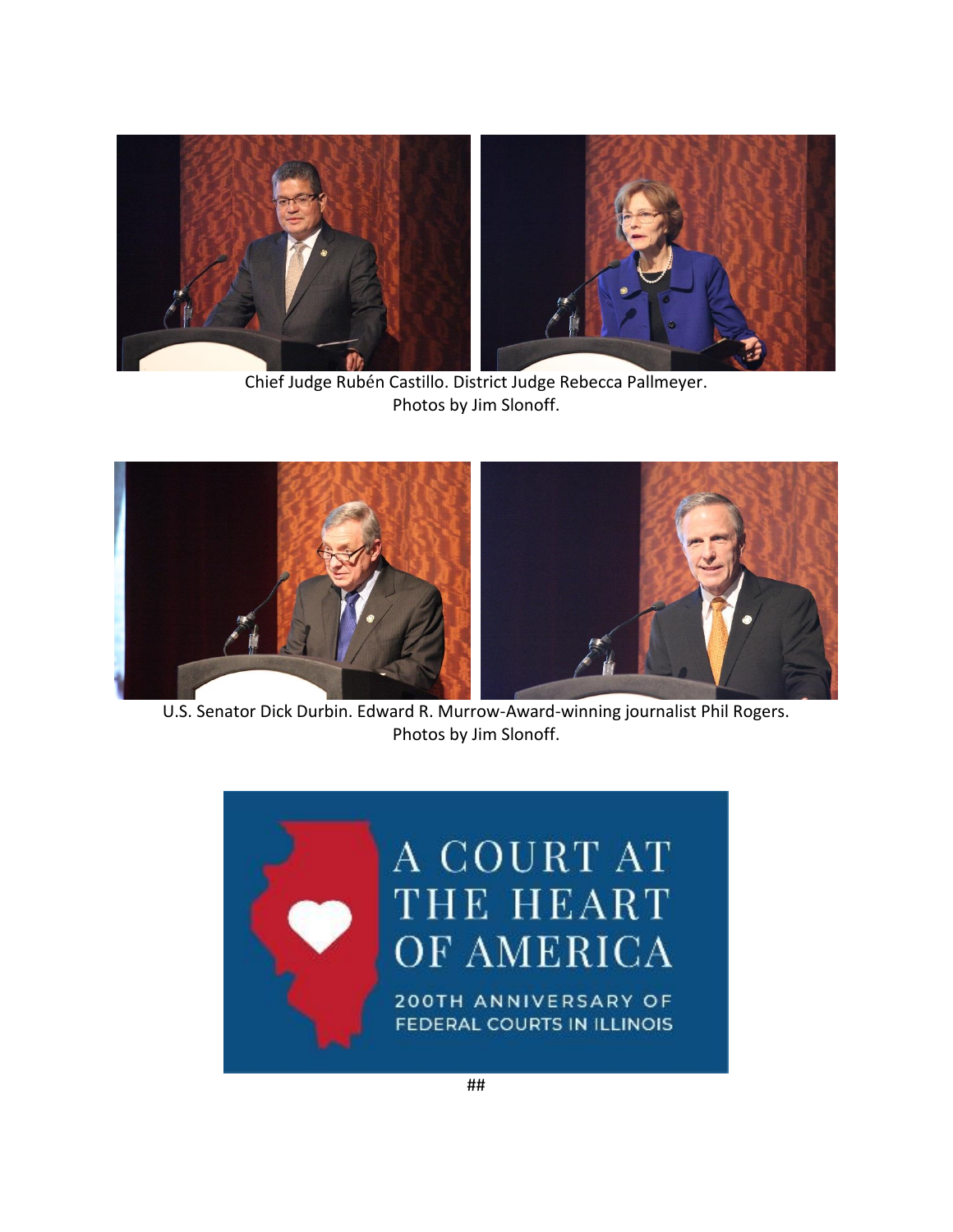Chief Judge Rubén Castillo. District Judge Rebecca Pallmeyer.
Photos by Jim Slonoff.

U.S. Senator Dick Durbin. Edward R. Murrow-Award-winning journalist Phil Rogers.
Photos by Jim Slonoff.

A COURT AT THE HEART OF AMERICA

200TH ANNIVERSARY OF FEDERAL COURTS IN ILLINOIS

##